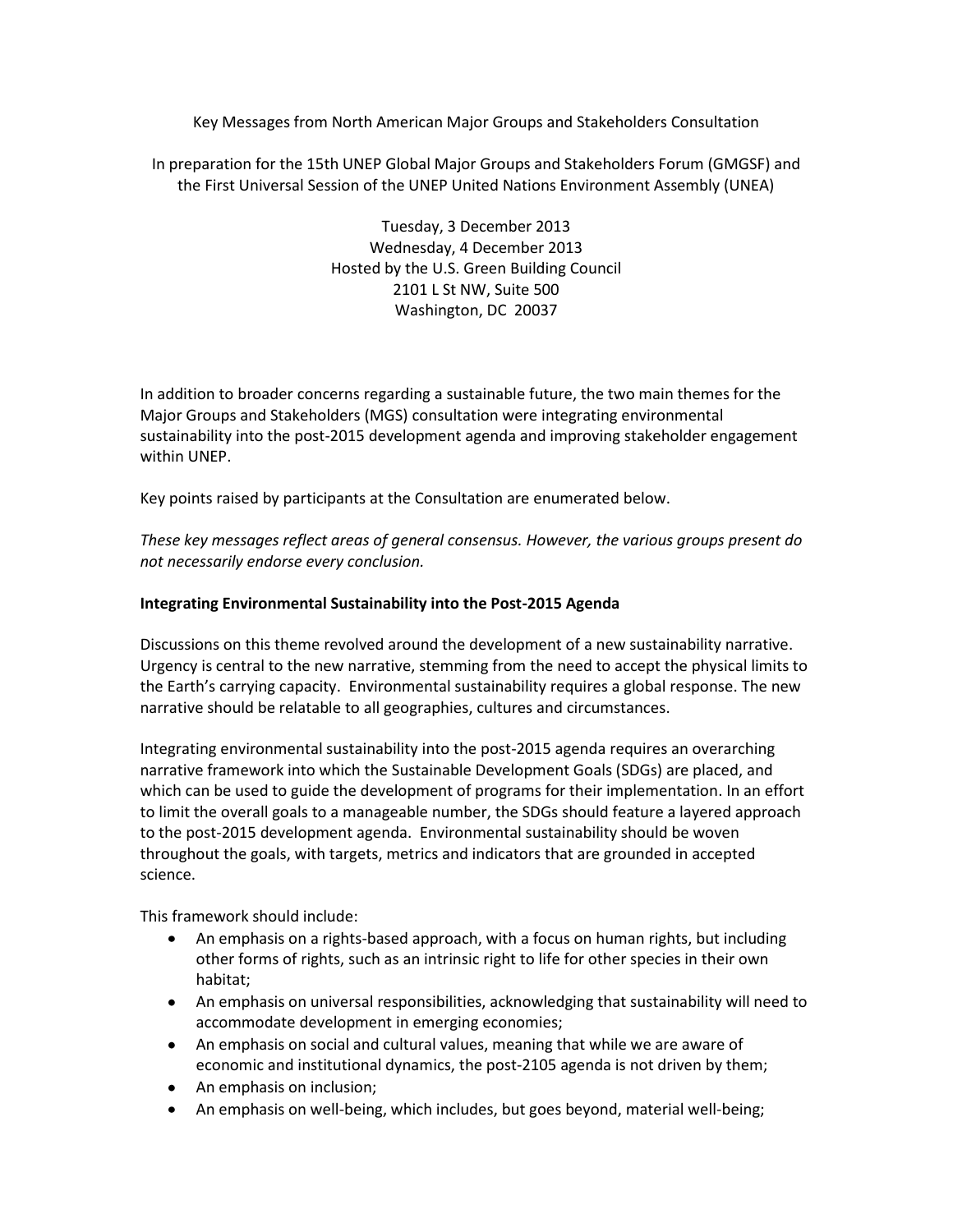Key Messages from North American Major Groups and Stakeholders Consultation

In preparation for the 15th UNEP Global Major Groups and Stakeholders Forum (GMGSF) and the First Universal Session of the UNEP United Nations Environment Assembly (UNEA)

Tuesday, 3 December 2013
Wednesday, 4 December 2013
Hosted by the U.S. Green Building Council
2101 L St NW, Suite 500
Washington, DC 20037

In addition to broader concerns regarding a sustainable future, the two main themes for the Major Groups and Stakeholders (MGS) consultation were integrating environmental sustainability into the post-2015 development agenda and improving stakeholder engagement within UNEP.

Key points raised by participants at the Consultation are enumerated below.

*These key messages reflect areas of general consensus. However, the various groups present do not necessarily endorse every conclusion.*

**Integrating Environmental Sustainability into the Post-2015 Agenda**

Discussions on this theme revolved around the development of a new sustainability narrative. Urgency is central to the new narrative, stemming from the need to accept the physical limits to the Earth's carrying capacity. Environmental sustainability requires a global response. The new narrative should be relatable to all geographies, cultures and circumstances.

Integrating environmental sustainability into the post-2015 agenda requires an overarching narrative framework into which the Sustainable Development Goals (SDGs) are placed, and which can be used to guide the development of programs for their implementation. In an effort to limit the overall goals to a manageable number, the SDGs should feature a layered approach to the post-2015 development agenda. Environmental sustainability should be woven throughout the goals, with targets, metrics and indicators that are grounded in accepted science.

This framework should include:

- An emphasis on a rights-based approach, with a focus on human rights, but including other forms of rights, such as an intrinsic right to life for other species in their own habitat;
- An emphasis on universal responsibilities, acknowledging that sustainability will need to accommodate development in emerging economies;
- An emphasis on social and cultural values, meaning that while we are aware of economic and institutional dynamics, the post-2105 agenda is not driven by them;
- An emphasis on inclusion;
- An emphasis on well-being, which includes, but goes beyond, material well-being;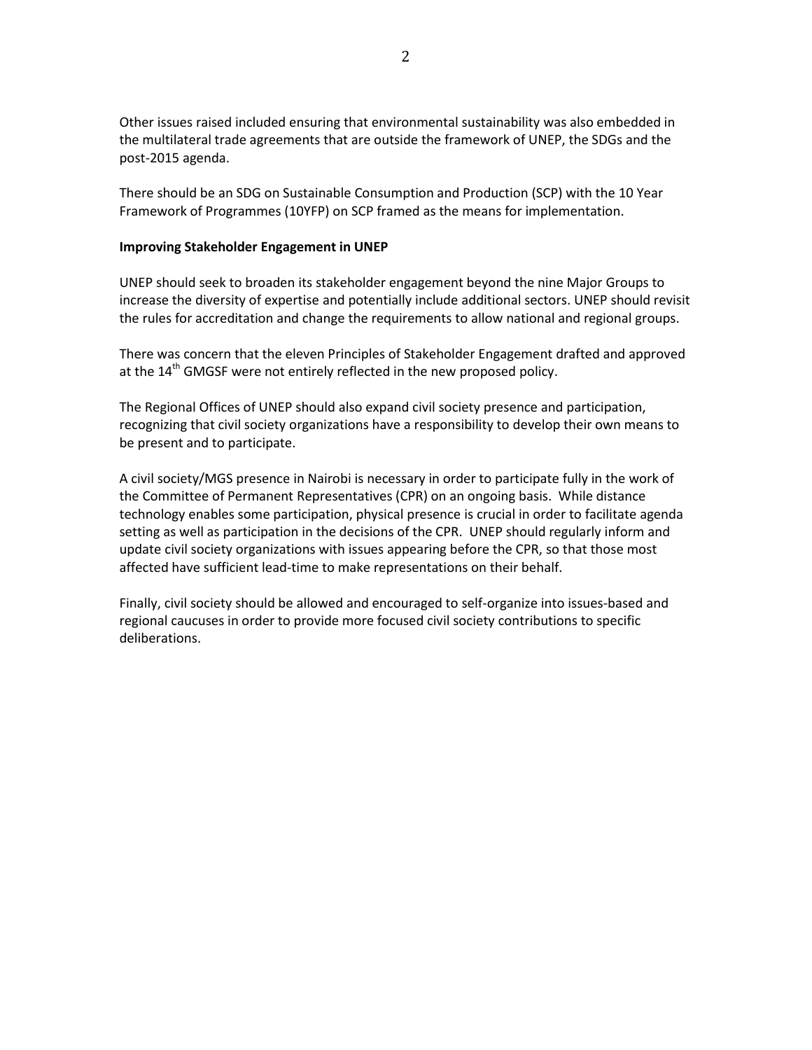Other issues raised included ensuring that environmental sustainability was also embedded in the multilateral trade agreements that are outside the framework of UNEP, the SDGs and the post-2015 agenda.

There should be an SDG on Sustainable Consumption and Production (SCP) with the 10 Year Framework of Programmes (10YFP) on SCP framed as the means for implementation.

**Improving Stakeholder Engagement in UNEP**

UNEP should seek to broaden its stakeholder engagement beyond the nine Major Groups to increase the diversity of expertise and potentially include additional sectors. UNEP should revisit the rules for accreditation and change the requirements to allow national and regional groups.

There was concern that the eleven Principles of Stakeholder Engagement drafted and approved at the 14th GMGSF were not entirely reflected in the new proposed policy.

The Regional Offices of UNEP should also expand civil society presence and participation, recognizing that civil society organizations have a responsibility to develop their own means to be present and to participate.

A civil society/MGS presence in Nairobi is necessary in order to participate fully in the work of the Committee of Permanent Representatives (CPR) on an ongoing basis. While distance technology enables some participation, physical presence is crucial in order to facilitate agenda setting as well as participation in the decisions of the CPR. UNEP should regularly inform and update civil society organizations with issues appearing before the CPR, so that those most affected have sufficient lead-time to make representations on their behalf.

Finally, civil society should be allowed and encouraged to self-organize into issues-based and regional caucuses in order to provide more focused civil society contributions to specific deliberations.